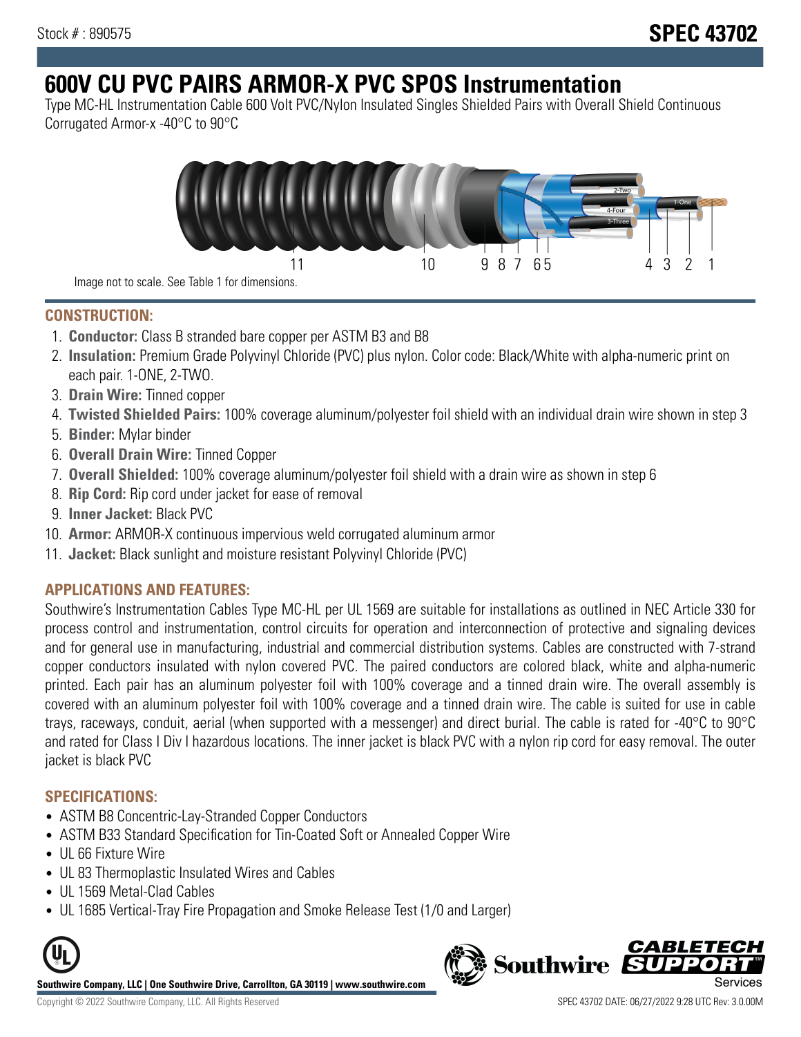Stock # : 890575

# SPEC 43702

# 600V CU PVC PAIRS ARMOR-X PVC SPOS Instrumentation

Type MC-HL Instrumentation Cable 600 Volt PVC/Nylon Insulated Singles Shielded Pairs with Overall Shield Continuous Corrugated Armor-x -40°C to 90°C

Image not to scale. See Table 1 for dimensions.

## CONSTRUCTION:

1. **Conductor:** Class B stranded bare copper per ASTM B3 and B8
2. **Insulation:** Premium Grade Polyvinyl Chloride (PVC) plus nylon. Color code: Black/White with alpha-numeric print on each pair. 1-ONE, 2-TWO.
3. **Drain Wire:** Tinned copper
4. **Twisted Shielded Pairs:** 100% coverage aluminum/polyester foil shield with an individual drain wire shown in step 3
5. **Binder:** Mylar binder
6. **Overall Drain Wire:** Tinned Copper
7. **Overall Shielded:** 100% coverage aluminum/polyester foil shield with a drain wire as shown in step 6
8. **Rip Cord:** Rip cord under jacket for ease of removal
9. **Inner Jacket:** Black PVC
10. **Armor:** ARMOR-X continuous impervious weld corrugated aluminum armor
11. **Jacket:** Black sunlight and moisture resistant Polyvinyl Chloride (PVC)

## APPLICATIONS AND FEATURES:

Southwire's Instrumentation Cables Type MC-HL per UL 1569 are suitable for installations as outlined in NEC Article 330 for process control and instrumentation, control circuits for operation and interconnection of protective and signaling devices and for general use in manufacturing, industrial and commercial distribution systems. Cables are constructed with 7-strand copper conductors insulated with nylon covered PVC. The paired conductors are colored black, white and alpha-numeric printed. Each pair has an aluminum polyester foil with 100% coverage and a tinned drain wire. The overall assembly is covered with an aluminum polyester foil with 100% coverage and a tinned drain wire. The cable is suited for use in cable trays, raceways, conduit, aerial (when supported with a messenger) and direct burial. The cable is rated for -40°C to 90°C and rated for Class I Div I hazardous locations. The inner jacket is black PVC with a nylon rip cord for easy removal. The outer jacket is black PVC

## SPECIFICATIONS:

- ASTM B8 Concentric-Lay-Stranded Copper Conductors
- ASTM B33 Standard Specification for Tin-Coated Soft or Annealed Copper Wire
- UL 66 Fixture Wire
- UL 83 Thermoplastic Insulated Wires and Cables
- UL 1569 Metal-Clad Cables
- UL 1685 Vertical-Tray Fire Propagation and Smoke Release Test (1/0 and Larger)

**Southwire Company, LLC | One Southwire Drive, Carrollton, GA 30119 | www.southwire.com**

Copyright © 2022 Southwire Company, LLC. All Rights Reserved

SPEC 43702 DATE: 06/27/2022 9:28 UTC Rev: 3.0.00M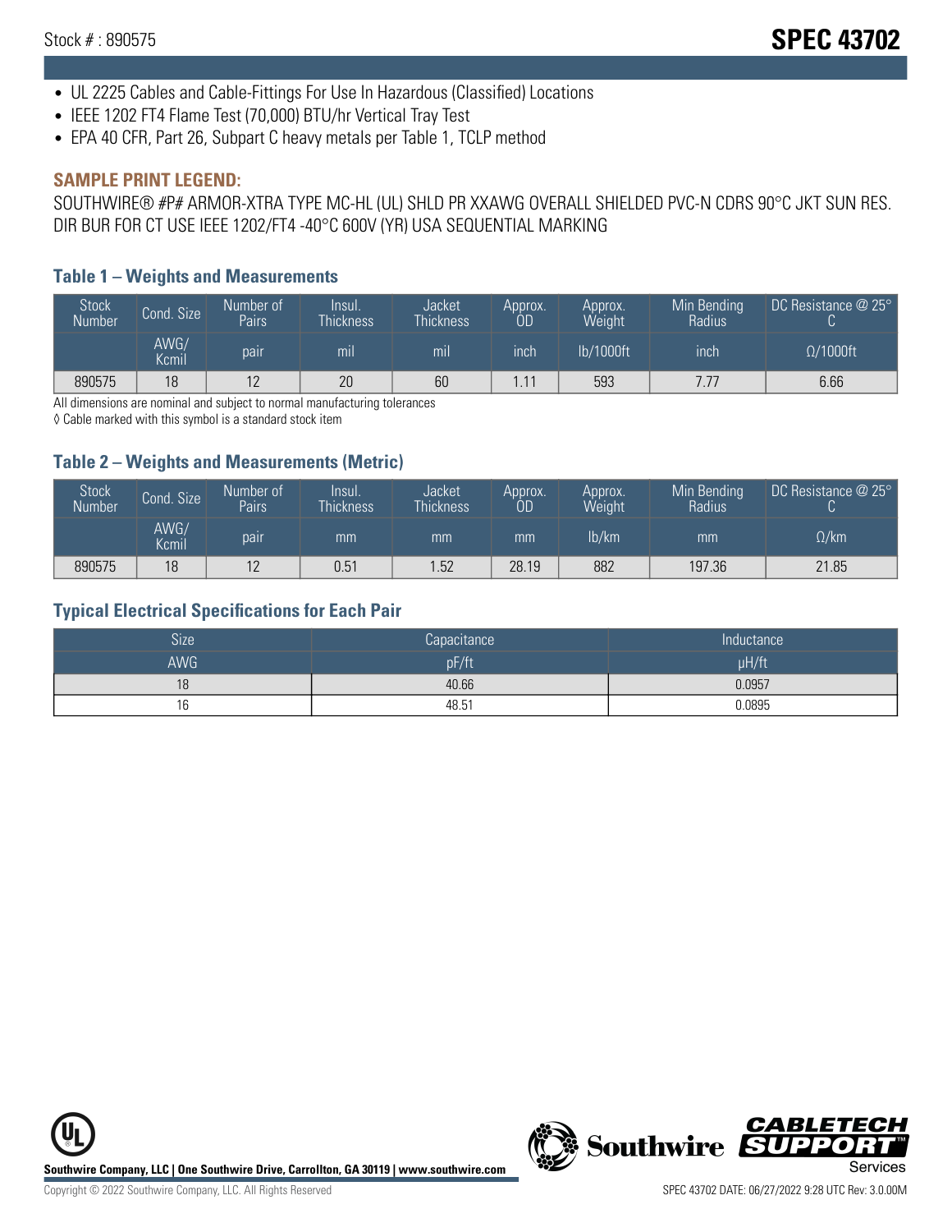- UL 2225 Cables and Cable-Fittings For Use In Hazardous (Classified) Locations
- IEEE 1202 FT4 Flame Test (70,000) BTU/hr Vertical Tray Test
- EPA 40 CFR, Part 26, Subpart C heavy metals per Table 1, TCLP method

### SAMPLE PRINT LEGEND:

SOUTHWIRE® #P# ARMOR-XTRA TYPE MC-HL (UL) SHLD PR XXAWG OVERALL SHIELDED PVC-N CDRS 90°C JKT SUN RES. DIR BUR FOR CT USE IEEE 1202/FT4 -40°C 600V (YR) USA SEQUENTIAL MARKING

### Table 1 – Weights and Measurements

| Stock Number | Cond. Size | Number of Pairs | Insul. Thickness | Jacket Thickness | Approx. OD | Approx. Weight | Min Bending Radius | DC Resistance @ 25° C |
|---|---|---|---|---|---|---|---|---|
| | AWG/ Kcmil | pair | mil | mil | inch | lb/1000ft | inch | Ω/1000ft |
| 890575 | 18 | 12 | 20 | 60 | 1.11 | 593 | 7.77 | 6.66 |

All dimensions are nominal and subject to normal manufacturing tolerances

◊ Cable marked with this symbol is a standard stock item

### Table 2 – Weights and Measurements (Metric)

| Stock Number | Cond. Size | Number of Pairs | Insul. Thickness | Jacket Thickness | Approx. OD | Approx. Weight | Min Bending Radius | DC Resistance @ 25° C |
|---|---|---|---|---|---|---|---|---|
| | AWG/ Kcmil | pair | mm | mm | mm | lb/km | mm | Ω/km |
| 890575 | 18 | 12 | 0.51 | 1.52 | 28.19 | 882 | 197.36 | 21.85 |

### Typical Electrical Specifications for Each Pair

| Size | Capacitance | Inductance |
|---|---|---|
| AWG | pF/ft | μH/ft |
| 18 | 40.66 | 0.0957 |
| 16 | 48.51 | 0.0895 |

Southwire Company, LLC | One Southwire Drive, Carrollton, GA 30119 | www.southwire.com

Copyright © 2022 Southwire Company, LLC. All Rights Reserved

SPEC 43702 DATE: 06/27/2022 9:28 UTC Rev: 3.0.00M